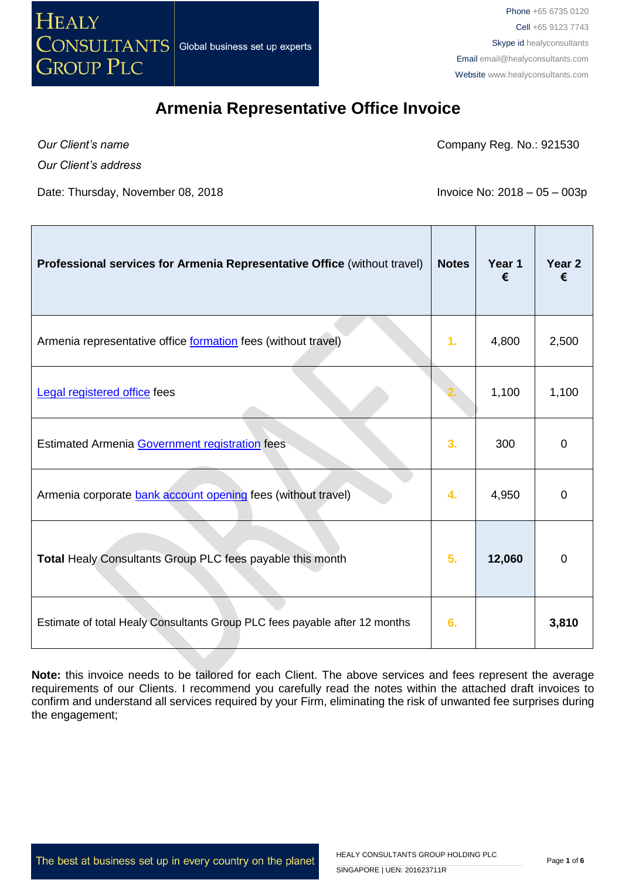# Armenia Representative Office Invoice

*Our Client's name*

*Our Client's address*

Company Reg. No.: 921530

Date: Thursday, November 08, 2018

Invoice No: 2018 – 05 – 003p

| **Professional services for Armenia Representative Office** (without travel) | **Notes** | **Year 1 €** | **Year 2 €** |
|---|---|---|---|
| Armenia representative office formation fees (without travel) | 1. | 4,800 | 2,500 |
| Legal registered office fees | 2. | 1,100 | 1,100 |
| Estimated Armenia Government registration fees | 3. | 300 | 0 |
| Armenia corporate bank account opening fees (without travel) | 4. | 4,950 | 0 |
| **Total** Healy Consultants Group PLC fees payable this month | 5. | **12,060** | 0 |
| Estimate of total Healy Consultants Group PLC fees payable after 12 months | 6. | | **3,810** |

**Note:** this invoice needs to be tailored for each Client. The above services and fees represent the average requirements of our Clients. I recommend you carefully read the notes within the attached draft invoices to confirm and understand all services required by your Firm, eliminating the risk of unwanted fee surprises during the engagement;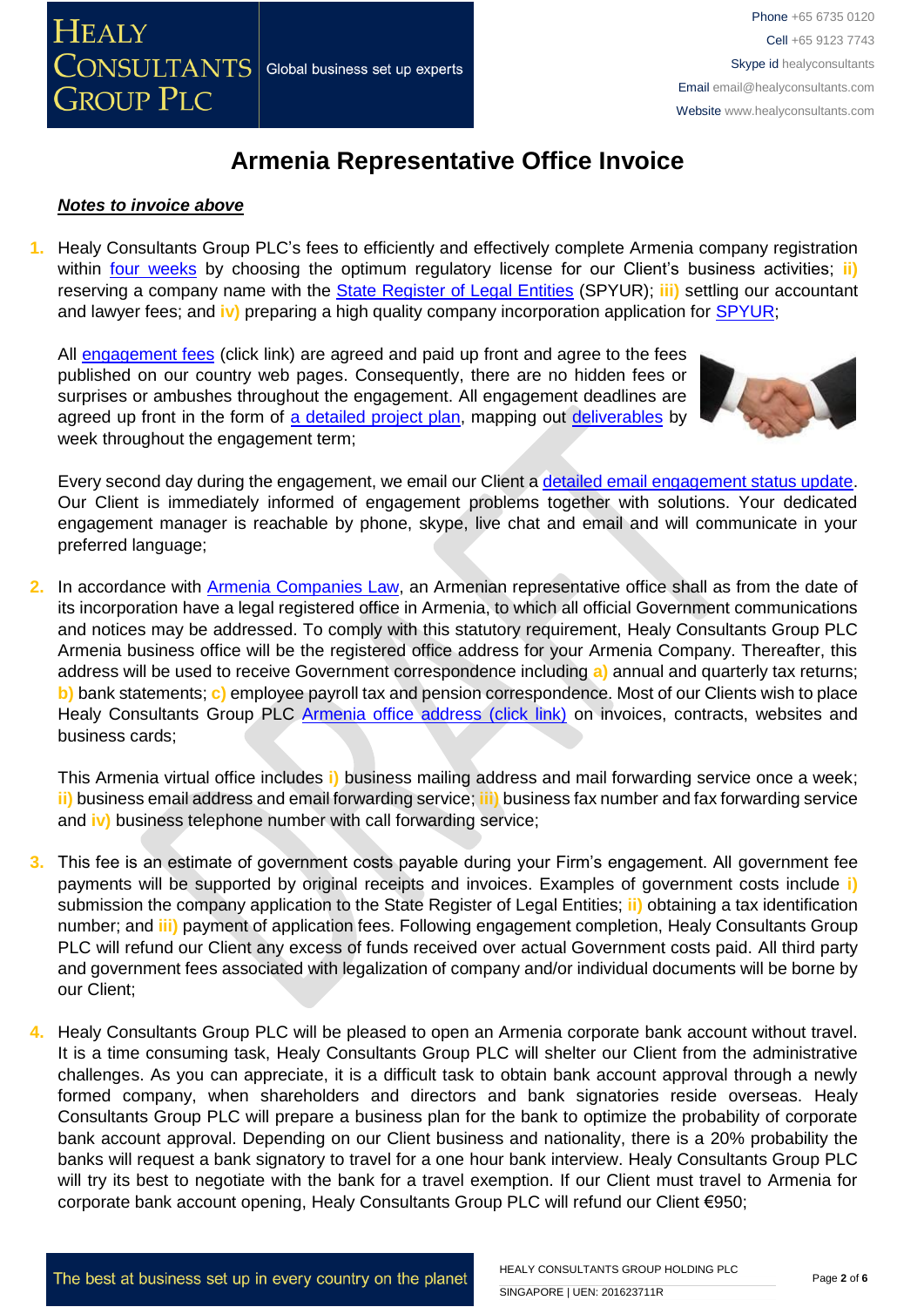# Armenia Representative Office Invoice

***Notes to invoice above***

1. Healy Consultants Group PLC's fees to efficiently and effectively complete Armenia company registration within four weeks by choosing the optimum regulatory license for our Client's business activities; **ii)** reserving a company name with the State Register of Legal Entities (SPYUR); **iii)** settling our accountant and lawyer fees; and **iv)** preparing a high quality company incorporation application for SPYUR;

   All engagement fees (click link) are agreed and paid up front and agree to the fees published on our country web pages. Consequently, there are no hidden fees or surprises or ambushes throughout the engagement. All engagement deadlines are agreed up front in the form of a detailed project plan, mapping out deliverables by week throughout the engagement term;

   Every second day during the engagement, we email our Client a detailed email engagement status update. Our Client is immediately informed of engagement problems together with solutions. Your dedicated engagement manager is reachable by phone, skype, live chat and email and will communicate in your preferred language;

2. In accordance with Armenia Companies Law, an Armenian representative office shall as from the date of its incorporation have a legal registered office in Armenia, to which all official Government communications and notices may be addressed. To comply with this statutory requirement, Healy Consultants Group PLC Armenia business office will be the registered office address for your Armenia Company. Thereafter, this address will be used to receive Government correspondence including **a)** annual and quarterly tax returns; **b)** bank statements; **c)** employee payroll tax and pension correspondence. Most of our Clients wish to place Healy Consultants Group PLC Armenia office address (click link) on invoices, contracts, websites and business cards;

   This Armenia virtual office includes **i)** business mailing address and mail forwarding service once a week; **ii)** business email address and email forwarding service; **iii)** business fax number and fax forwarding service and **iv)** business telephone number with call forwarding service;

3. This fee is an estimate of government costs payable during your Firm's engagement. All government fee payments will be supported by original receipts and invoices. Examples of government costs include **i)** submission the company application to the State Register of Legal Entities; **ii)** obtaining a tax identification number; and **iii)** payment of application fees. Following engagement completion, Healy Consultants Group PLC will refund our Client any excess of funds received over actual Government costs paid. All third party and government fees associated with legalization of company and/or individual documents will be borne by our Client;

4. Healy Consultants Group PLC will be pleased to open an Armenia corporate bank account without travel. It is a time consuming task, Healy Consultants Group PLC will shelter our Client from the administrative challenges. As you can appreciate, it is a difficult task to obtain bank account approval through a newly formed company, when shareholders and directors and bank signatories reside overseas. Healy Consultants Group PLC will prepare a business plan for the bank to optimize the probability of corporate bank account approval. Depending on our Client business and nationality, there is a 20% probability the banks will request a bank signatory to travel for a one hour bank interview. Healy Consultants Group PLC will try its best to negotiate with the bank for a travel exemption. If our Client must travel to Armenia for corporate bank account opening, Healy Consultants Group PLC will refund our Client €950;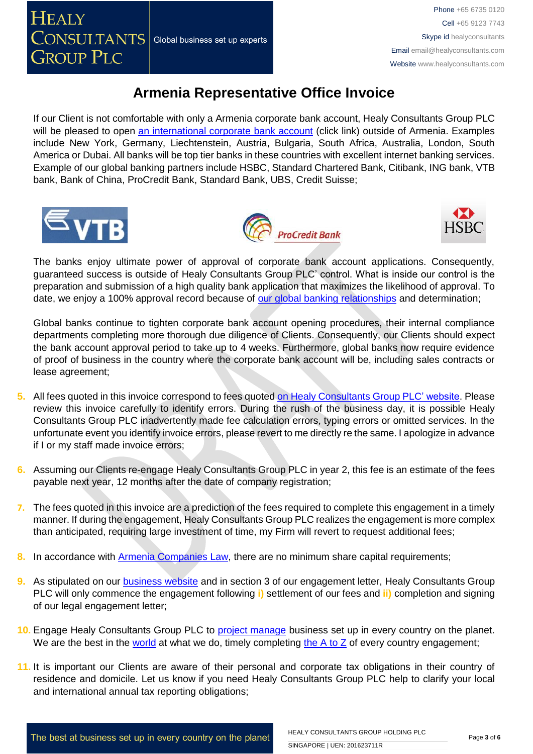# Armenia Representative Office Invoice

If our Client is not comfortable with only a Armenia corporate bank account, Healy Consultants Group PLC will be pleased to open an international corporate bank account (click link) outside of Armenia. Examples include New York, Germany, Liechtenstein, Austria, Bulgaria, South Africa, Australia, London, South America or Dubai. All banks will be top tier banks in these countries with excellent internet banking services. Example of our global banking partners include HSBC, Standard Chartered Bank, Citibank, ING bank, VTB bank, Bank of China, ProCredit Bank, Standard Bank, UBS, Credit Suisse;

The banks enjoy ultimate power of approval of corporate bank account applications. Consequently, guaranteed success is outside of Healy Consultants Group PLC' control. What is inside our control is the preparation and submission of a high quality bank application that maximizes the likelihood of approval. To date, we enjoy a 100% approval record because of our global banking relationships and determination;

Global banks continue to tighten corporate bank account opening procedures, their internal compliance departments completing more thorough due diligence of Clients. Consequently, our Clients should expect the bank account approval period to take up to 4 weeks. Furthermore, global banks now require evidence of proof of business in the country where the corporate bank account will be, including sales contracts or lease agreement;

5. All fees quoted in this invoice correspond to fees quoted on Healy Consultants Group PLC' website. Please review this invoice carefully to identify errors. During the rush of the business day, it is possible Healy Consultants Group PLC inadvertently made fee calculation errors, typing errors or omitted services. In the unfortunate event you identify invoice errors, please revert to me directly re the same. I apologize in advance if I or my staff made invoice errors;

6. Assuming our Clients re-engage Healy Consultants Group PLC in year 2, this fee is an estimate of the fees payable next year, 12 months after the date of company registration;

7. The fees quoted in this invoice are a prediction of the fees required to complete this engagement in a timely manner. If during the engagement, Healy Consultants Group PLC realizes the engagement is more complex than anticipated, requiring large investment of time, my Firm will revert to request additional fees;

8. In accordance with Armenia Companies Law, there are no minimum share capital requirements;

9. As stipulated on our business website and in section 3 of our engagement letter, Healy Consultants Group PLC will only commence the engagement following i) settlement of our fees and ii) completion and signing of our legal engagement letter;

10. Engage Healy Consultants Group PLC to project manage business set up in every country on the planet. We are the best in the world at what we do, timely completing the A to Z of every country engagement;

11. It is important our Clients are aware of their personal and corporate tax obligations in their country of residence and domicile. Let us know if you need Healy Consultants Group PLC help to clarify your local and international annual tax reporting obligations;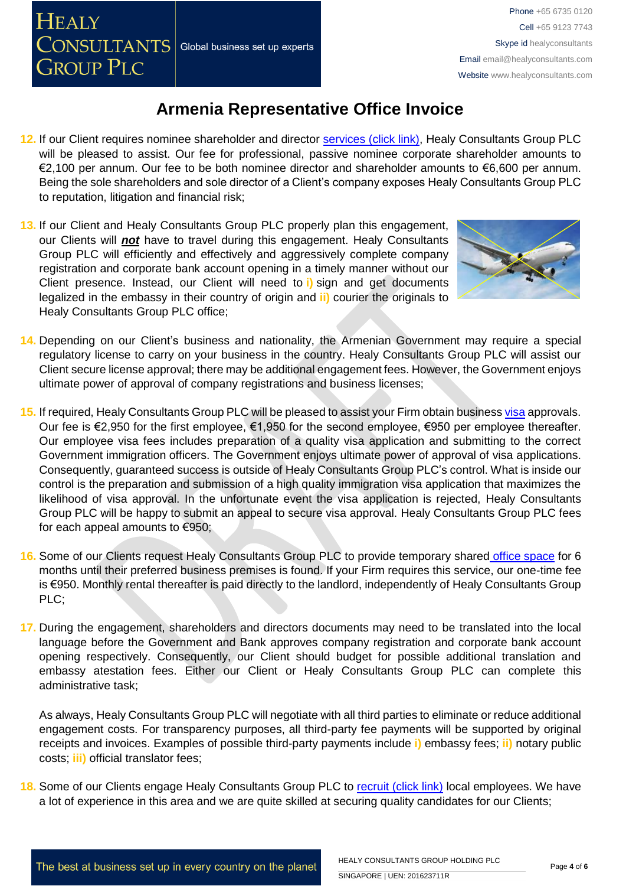# Armenia Representative Office Invoice

12. If our Client requires nominee shareholder and director services (click link), Healy Consultants Group PLC will be pleased to assist. Our fee for professional, passive nominee corporate shareholder amounts to €2,100 per annum. Our fee to be both nominee director and shareholder amounts to €6,600 per annum. Being the sole shareholders and sole director of a Client's company exposes Healy Consultants Group PLC to reputation, litigation and financial risk;

13. If our Client and Healy Consultants Group PLC properly plan this engagement, our Clients will ***not*** have to travel during this engagement. Healy Consultants Group PLC will efficiently and effectively and aggressively complete company registration and corporate bank account opening in a timely manner without our Client presence. Instead, our Client will need to **i)** sign and get documents legalized in the embassy in their country of origin and **ii)** courier the originals to Healy Consultants Group PLC office;

14. Depending on our Client's business and nationality, the Armenian Government may require a special regulatory license to carry on your business in the country. Healy Consultants Group PLC will assist our Client secure license approval; there may be additional engagement fees. However, the Government enjoys ultimate power of approval of company registrations and business licenses;

15. If required, Healy Consultants Group PLC will be pleased to assist your Firm obtain business visa approvals. Our fee is €2,950 for the first employee, €1,950 for the second employee, €950 per employee thereafter. Our employee visa fees includes preparation of a quality visa application and submitting to the correct Government immigration officers. The Government enjoys ultimate power of approval of visa applications. Consequently, guaranteed success is outside of Healy Consultants Group PLC's control. What is inside our control is the preparation and submission of a high quality immigration visa application that maximizes the likelihood of visa approval. In the unfortunate event the visa application is rejected, Healy Consultants Group PLC will be happy to submit an appeal to secure visa approval. Healy Consultants Group PLC fees for each appeal amounts to €950;

16. Some of our Clients request Healy Consultants Group PLC to provide temporary shared office space for 6 months until their preferred business premises is found. If your Firm requires this service, our one-time fee is €950. Monthly rental thereafter is paid directly to the landlord, independently of Healy Consultants Group PLC;

17. During the engagement, shareholders and directors documents may need to be translated into the local language before the Government and Bank approves company registration and corporate bank account opening respectively. Consequently, our Client should budget for possible additional translation and embassy atestation fees. Either our Client or Healy Consultants Group PLC can complete this administrative task;

    As always, Healy Consultants Group PLC will negotiate with all third parties to eliminate or reduce additional engagement costs. For transparency purposes, all third-party fee payments will be supported by original receipts and invoices. Examples of possible third-party payments include **i)** embassy fees; **ii)** notary public costs; **iii)** official translator fees;

18. Some of our Clients engage Healy Consultants Group PLC to recruit (click link) local employees. We have a lot of experience in this area and we are quite skilled at securing quality candidates for our Clients;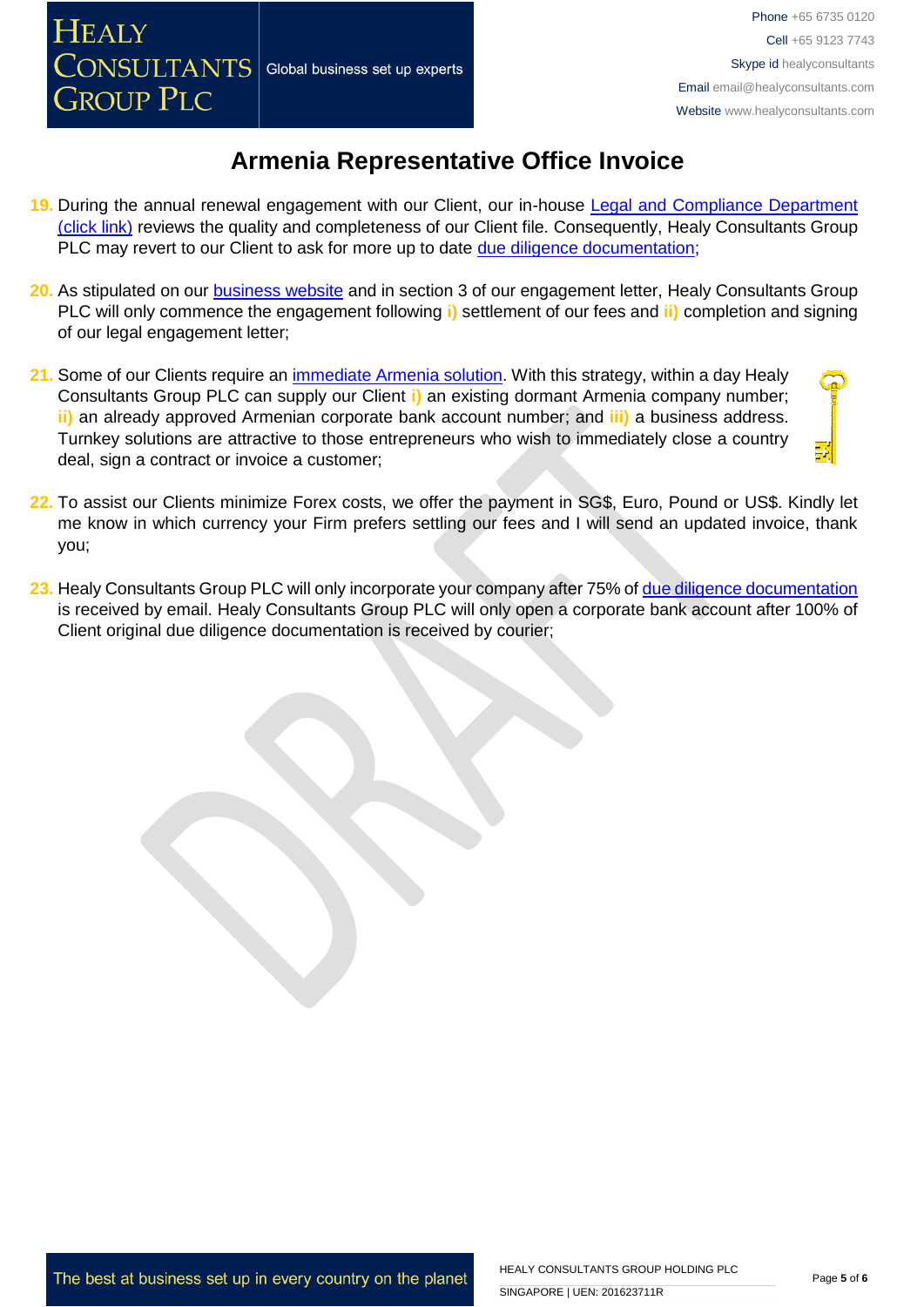# Armenia Representative Office Invoice

19. During the annual renewal engagement with our Client, our in-house Legal and Compliance Department (click link) reviews the quality and completeness of our Client file. Consequently, Healy Consultants Group PLC may revert to our Client to ask for more up to date due diligence documentation;

20. As stipulated on our business website and in section 3 of our engagement letter, Healy Consultants Group PLC will only commence the engagement following i) settlement of our fees and ii) completion and signing of our legal engagement letter;

21. Some of our Clients require an immediate Armenia solution. With this strategy, within a day Healy Consultants Group PLC can supply our Client i) an existing dormant Armenia company number; ii) an already approved Armenian corporate bank account number; and iii) a business address. Turnkey solutions are attractive to those entrepreneurs who wish to immediately close a country deal, sign a contract or invoice a customer;

22. To assist our Clients minimize Forex costs, we offer the payment in SG$, Euro, Pound or US$. Kindly let me know in which currency your Firm prefers settling our fees and I will send an updated invoice, thank you;

23. Healy Consultants Group PLC will only incorporate your company after 75% of due diligence documentation is received by email. Healy Consultants Group PLC will only open a corporate bank account after 100% of Client original due diligence documentation is received by courier;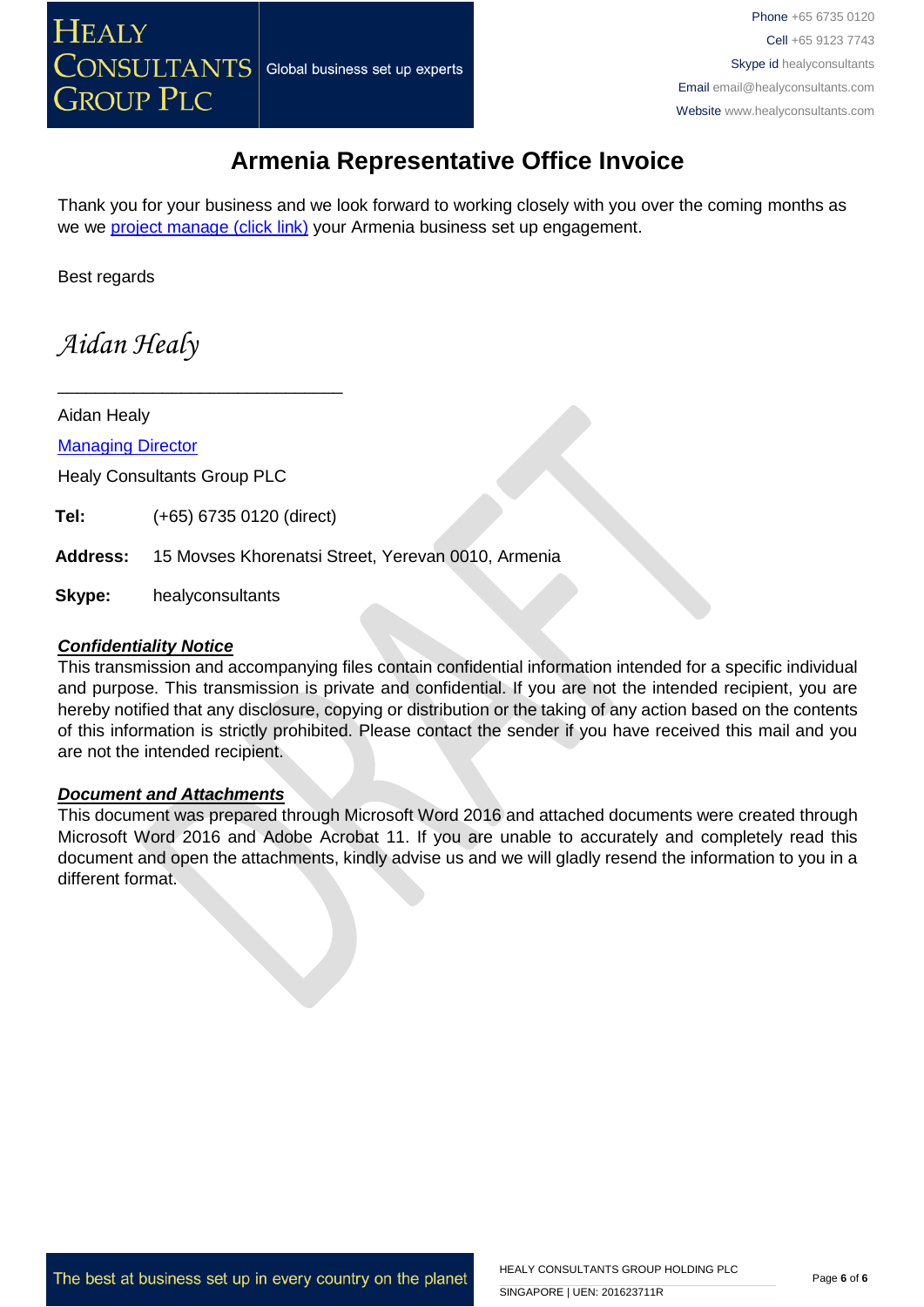# Armenia Representative Office Invoice

Thank you for your business and we look forward to working closely with you over the coming months as we we [project manage (click link)] your Armenia business set up engagement.

Best regards

*Aidan Healy*

_____________________________

Aidan Healy

[Managing Director]

Healy Consultants Group PLC

**Tel:** (+65) 6735 0120 (direct)

**Address:** 15 Movses Khorenatsi Street, Yerevan 0010, Armenia

**Skype:** healyconsultants

***Confidentiality Notice***

This transmission and accompanying files contain confidential information intended for a specific individual and purpose. This transmission is private and confidential. If you are not the intended recipient, you are hereby notified that any disclosure, copying or distribution or the taking of any action based on the contents of this information is strictly prohibited. Please contact the sender if you have received this mail and you are not the intended recipient.

***Document and Attachments***

This document was prepared through Microsoft Word 2016 and attached documents were created through Microsoft Word 2016 and Adobe Acrobat 11. If you are unable to accurately and completely read this document and open the attachments, kindly advise us and we will gladly resend the information to you in a different format.